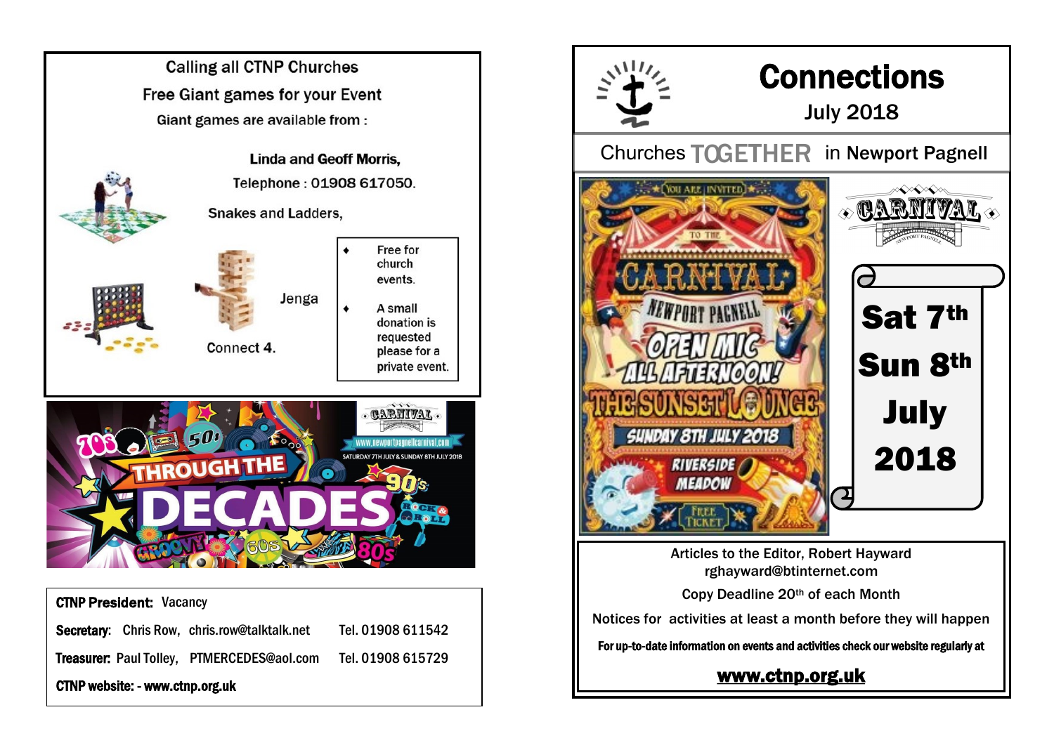Calling all CTNP Churches

Free Giant games for your Event

Giant games are available from :

**Linda and Geoff Morris,**

Telephone : 01908 617050.

Snakes and Ladders,

Jenga

Connect 4.

- Free for church events.
- A small donation is requested please for a private event.

**CTNP President:** Vacancy

**Secretary:** Chris Row, chris.row@talktalk.net Tel. 01908 611542

**Treasurer:** Paul Tolley, PTMERCEDES@aol.com Tel. 01908 615729

**CTNP website: - www.ctnp.org.uk**

# Connections

## July 2018

Churches TOGETHER in Newport Pagnell

Sat 7th

Sun 8th

July

2018

Articles to the Editor, Robert Hayward
rghayward@btinternet.com

Copy Deadline 20th of each Month

Notices for activities at least a month before they will happen

**For up-to-date information on events and activities check our website regularly at**

**www.ctnp.org.uk**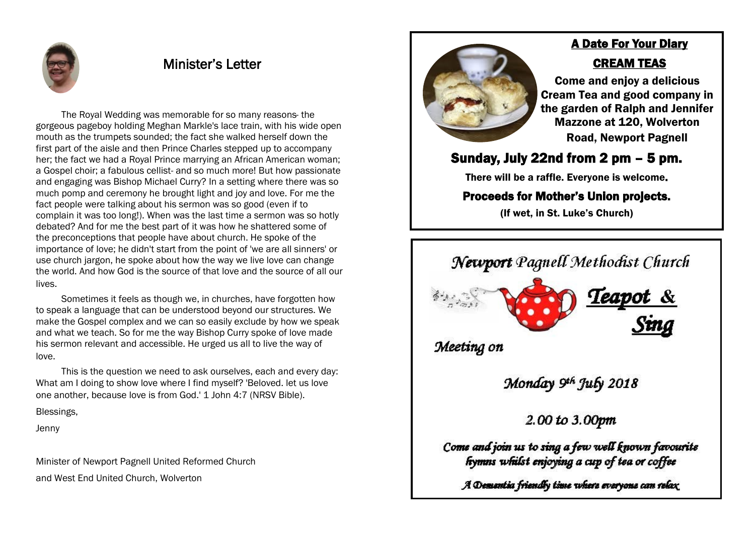## Minister's Letter

The Royal Wedding was memorable for so many reasons- the gorgeous pageboy holding Meghan Markle's lace train, with his wide open mouth as the trumpets sounded; the fact she walked herself down the first part of the aisle and then Prince Charles stepped up to accompany her; the fact we had a Royal Prince marrying an African American woman; a Gospel choir; a fabulous cellist- and so much more! But how passionate and engaging was Bishop Michael Curry? In a setting where there was so much pomp and ceremony he brought light and joy and love. For me the fact people were talking about his sermon was so good (even if to complain it was too long!). When was the last time a sermon was so hotly debated? And for me the best part of it was how he shattered some of the preconceptions that people have about church. He spoke of the importance of love; he didn't start from the point of 'we are all sinners' or use church jargon, he spoke about how the way we live love can change the world. And how God is the source of that love and the source of all our lives.

Sometimes it feels as though we, in churches, have forgotten how to speak a language that can be understood beyond our structures. We make the Gospel complex and we can so easily exclude by how we speak and what we teach. So for me the way Bishop Curry spoke of love made his sermon relevant and accessible. He urged us all to live the way of love.

This is the question we need to ask ourselves, each and every day: What am I doing to show love where I find myself? 'Beloved. let us love one another, because love is from God.' 1 John 4:7 (NRSV Bible).

Blessings,

Jenny

Minister of Newport Pagnell United Reformed Church

and West End United Church, Wolverton

## A Date For Your Diary

### CREAM TEAS

**Come and enjoy a delicious Cream Tea and good company in the garden of Ralph and Jennifer Mazzone at 120, Wolverton Road, Newport Pagnell**

**Sunday, July 22nd from 2 pm – 5 pm.**

**There will be a raffle. Everyone is welcome.**

**Proceeds for Mother's Union projects.**

**(If wet, in St. Luke's Church)**

## *Newport Pagnell Methodist Church*

### *Teapot & Sing*

*Meeting on*

*Monday 9th July 2018*

*2.00 to 3.00pm*

*Come and join us to sing a few well known favourite hymns whilst enjoying a cup of tea or coffee*

*A Dementia friendly time where everyone can relax*